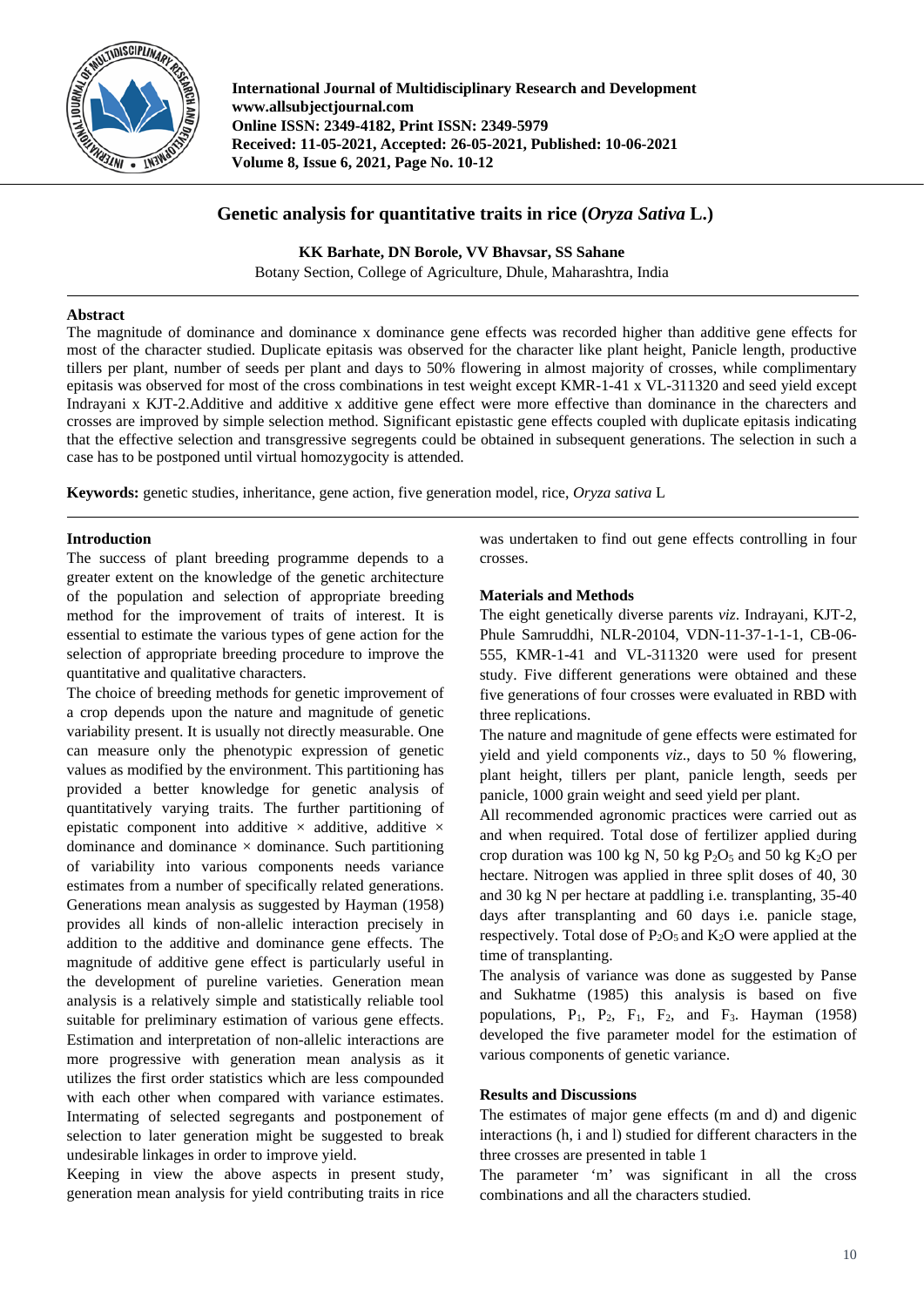# Genetic analysis for quantitative traits in rice (*Oryza Sativa* L.)

**KK Barhate, DN Borole, VV Bhavsar, SS Sahane**

Botany Section, College of Agriculture, Dhule, Maharashtra, India

## Abstract

The magnitude of dominance and dominance x dominance gene effects was recorded higher than additive gene effects for most of the character studied. Duplicate epitasis was observed for the character like plant height, Panicle length, productive tillers per plant, number of seeds per plant and days to 50% flowering in almost majority of crosses, while complimentary epitasis was observed for most of the cross combinations in test weight except KMR-1-41 x VL-311320 and seed yield except Indrayani x KJT-2.Additive and additive x additive gene effect were more effective than dominance in the charecters and crosses are improved by simple selection method. Significant epistatic gene effects coupled with duplicate epitasis indicating that the effective selection and transgressive segregents could be obtained in subsequent generations. The selection in such a case has to be postponed until virtual homozygocity is attended.

**Keywords:** genetic studies, inheritance, gene action, five generation model, rice, *Oryza sativa* L

## Introduction

The success of plant breeding programme depends to a greater extent on the knowledge of the genetic architecture of the population and selection of appropriate breeding method for the improvement of traits of interest. It is essential to estimate the various types of gene action for the selection of appropriate breeding procedure to improve the quantitative and qualitative characters.

The choice of breeding methods for genetic improvement of a crop depends upon the nature and magnitude of genetic variability present. It is usually not directly measurable. One can measure only the phenotypic expression of genetic values as modified by the environment. This partitioning has provided a better knowledge for genetic analysis of quantitatively varying traits. The further partitioning of epistatic component into additive × additive, additive × dominance and dominance × dominance. Such partitioning of variability into various components needs variance estimates from a number of specifically related generations. Generations mean analysis as suggested by Hayman (1958) provides all kinds of non-allelic interaction precisely in addition to the additive and dominance gene effects. The magnitude of additive gene effect is particularly useful in the development of pureline varieties. Generation mean analysis is a relatively simple and statistically reliable tool suitable for preliminary estimation of various gene effects. Estimation and interpretation of non-allelic interactions are more progressive with generation mean analysis as it utilizes the first order statistics which are less compounded with each other when compared with variance estimates. Intermating of selected segregants and postponement of selection to later generation might be suggested to break undesirable linkages in order to improve yield.

Keeping in view the above aspects in present study, generation mean analysis for yield contributing traits in rice was undertaken to find out gene effects controlling in four crosses.

## Materials and Methods

The eight genetically diverse parents *viz*. Indrayani, KJT-2, Phule Samruddhi, NLR-20104, VDN-11-37-1-1-1, CB-06-555, KMR-1-41 and VL-311320 were used for present study. Five different generations were obtained and these five generations of four crosses were evaluated in RBD with three replications.

The nature and magnitude of gene effects were estimated for yield and yield components *viz*., days to 50 % flowering, plant height, tillers per plant, panicle length, seeds per panicle, 1000 grain weight and seed yield per plant.

All recommended agronomic practices were carried out as and when required. Total dose of fertilizer applied during crop duration was 100 kg N, 50 kg $P_2O_5$ and 50 kg $K_2O$ per hectare. Nitrogen was applied in three split doses of 40, 30 and 30 kg N per hectare at paddling i.e. transplanting, 35-40 days after transplanting and 60 days i.e. panicle stage, respectively. Total dose of $P_2O_5$ and $K_2O$ were applied at the time of transplanting.

The analysis of variance was done as suggested by Panse and Sukhatme (1985) this analysis is based on five populations, $P_1$, $P_2$, $F_1$, $F_2$, and $F_3$. Hayman (1958) developed the five parameter model for the estimation of various components of genetic variance.

## Results and Discussions

The estimates of major gene effects (m and d) and digenic interactions (h, i and l) studied for different characters in the three crosses are presented in table 1

The parameter 'm' was significant in all the cross combinations and all the characters studied.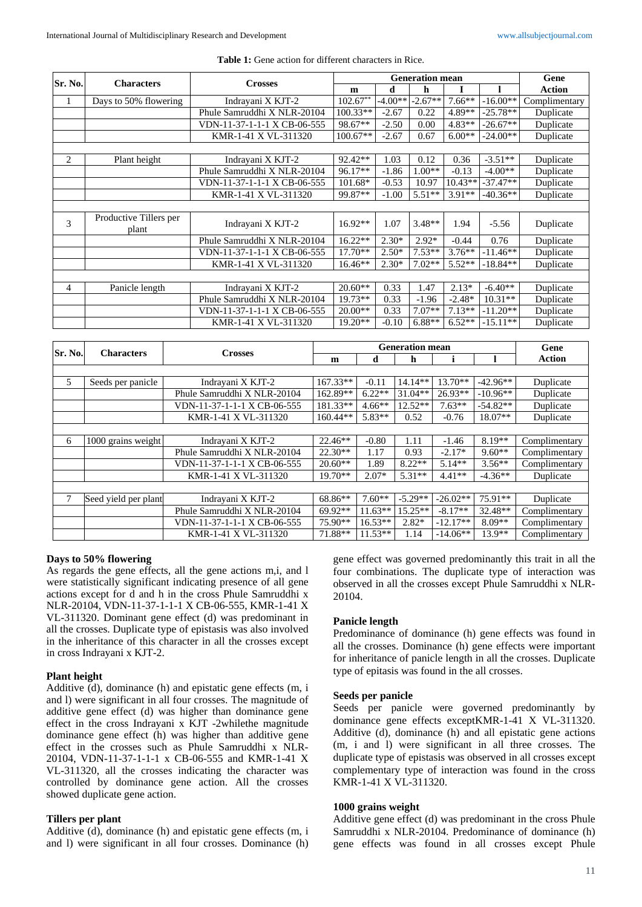**Table 1:** Gene action for different characters in Rice.

| Sr. No. | Characters | Crosses | Generation mean | | | | | Gene Action |
|---|---|---|---|---|---|---|---|---|
| | | | m | d | h | I | l | |
| 1 | Days to 50% flowering | Indrayani X KJT-2 | 102.67** | -4.00** | -2.67** | 7.66** | -16.00** | Complimentary |
| | | Phule Samruddhi X NLR-20104 | 100.33** | -2.67 | 0.22 | 4.89** | -25.78** | Duplicate |
| | | VDN-11-37-1-1-1 X CB-06-555 | 98.67** | -2.50 | 0.00 | 4.83** | -26.67** | Duplicate |
| | | KMR-1-41 X VL-311320 | 100.67** | -2.67 | 0.67 | 6.00** | -24.00** | Duplicate |
| 2 | Plant height | Indrayani X KJT-2 | 92.42** | 1.03 | 0.12 | 0.36 | -3.51** | Duplicate |
| | | Phule Samruddhi X NLR-20104 | 96.17** | -1.86 | 1.00** | -0.13 | -4.00** | Duplicate |
| | | VDN-11-37-1-1-1 X CB-06-555 | 101.68* | -0.53 | 10.97 | 10.43** | -37.47** | Duplicate |
| | | KMR-1-41 X VL-311320 | 99.87** | -1.00 | 5.51** | 3.91** | -40.36** | Duplicate |
| 3 | Productive Tillers per plant | Indrayani X KJT-2 | 16.92** | 1.07 | 3.48** | 1.94 | -5.56 | Duplicate |
| | | Phule Samruddhi X NLR-20104 | 16.22** | 2.30* | 2.92* | -0.44 | 0.76 | Duplicate |
| | | VDN-11-37-1-1-1 X CB-06-555 | 17.70** | 2.50* | 7.53** | 3.76** | -11.46** | Duplicate |
| | | KMR-1-41 X VL-311320 | 16.46** | 2.30* | 7.02** | 5.52** | -18.84** | Duplicate |
| 4 | Panicle length | Indrayani X KJT-2 | 20.60** | 0.33 | 1.47 | 2.13* | -6.40** | Duplicate |
| | | Phule Samruddhi X NLR-20104 | 19.73** | 0.33 | -1.96 | -2.48* | 10.31** | Duplicate |
| | | VDN-11-37-1-1-1 X CB-06-555 | 20.00** | 0.33 | 7.07** | 7.13** | -11.20** | Duplicate |
| | | KMR-1-41 X VL-311320 | 19.20** | -0.10 | 6.88** | 6.52** | -15.11** | Duplicate |
| 5 | Seeds per panicle | Indrayani X KJT-2 | 167.33** | -0.11 | 14.14** | 13.70** | -42.96** | Duplicate |
| | | Phule Samruddhi X NLR-20104 | 162.89** | 6.22** | 31.04** | 26.93** | -10.96** | Duplicate |
| | | VDN-11-37-1-1-1 X CB-06-555 | 181.33** | 4.66** | 12.52** | 7.63** | -54.82** | Duplicate |
| | | KMR-1-41 X VL-311320 | 160.44** | 5.83** | 0.52 | -0.76 | 18.07** | Duplicate |
| 6 | 1000 grains weight | Indrayani X KJT-2 | 22.46** | -0.80 | 1.11 | -1.46 | 8.19** | Complimentary |
| | | Phule Samruddhi X NLR-20104 | 22.30** | 1.17 | 0.93 | -2.17* | 9.60** | Complimentary |
| | | VDN-11-37-1-1-1 X CB-06-555 | 20.60** | 1.89 | 8.22** | 5.14** | 3.56** | Complimentary |
| | | KMR-1-41 X VL-311320 | 19.70** | 2.07* | 5.31** | 4.41** | -4.36** | Duplicate |
| 7 | Seed yield per plant | Indrayani X KJT-2 | 68.86** | 7.60** | -5.29** | -26.02** | 75.91** | Duplicate |
| | | Phule Samruddhi X NLR-20104 | 69.92** | 11.63** | 15.25** | -8.17** | 32.48** | Complimentary |
| | | VDN-11-37-1-1-1 X CB-06-555 | 75.90** | 16.53** | 2.82* | -12.17** | 8.09** | Complimentary |
| | | KMR-1-41 X VL-311320 | 71.88** | 11.53** | 1.14 | -14.06** | 13.9** | Complimentary |

### Days to 50% flowering

As regards the gene effects, all the gene actions m,i, and l were statistically significant indicating presence of all gene actions except for d and h in the cross Phule Samruddhi x NLR-20104, VDN-11-37-1-1-1 X CB-06-555, KMR-1-41 X VL-311320. Dominant gene effect (d) was predominant in all the crosses. Duplicate type of epistasis was also involved in the inheritance of this character in all the crosses except in cross Indrayani x KJT-2.

### Plant height

Additive (d), dominance (h) and epistatic gene effects (m, i and l) were significant in all four crosses. The magnitude of additive gene effect (d) was higher than dominance gene effect in the cross Indrayani x KJT -2whilethe magnitude dominance gene effect (h) was higher than additive gene effect in the crosses such as Phule Samruddhi x NLR-20104, VDN-11-37-1-1-1 x CB-06-555 and KMR-1-41 X VL-311320, all the crosses indicating the character was controlled by dominance gene action. All the crosses showed duplicate gene action.

### Tillers per plant

Additive (d), dominance (h) and epistatic gene effects (m, i and l) were significant in all four crosses. Dominance (h) gene effect was governed predominantly this trait in all the four combinations. The duplicate type of interaction was observed in all the crosses except Phule Samruddhi x NLR-20104.

### Panicle length

Predominance of dominance (h) gene effects was found in all the crosses. Dominance (h) gene effects were important for inheritance of panicle length in all the crosses. Duplicate type of epitasis was found in the all crosses.

### Seeds per panicle

Seeds per panicle were governed predominantly by dominance gene effects exceptKMR-1-41 X VL-311320. Additive (d), dominance (h) and all epistatic gene actions (m, i and l) were significant in all three crosses. The duplicate type of epistasis was observed in all crosses except complementary type of interaction was found in the cross KMR-1-41 X VL-311320.

### 1000 grains weight

Additive gene effect (d) was predominant in the cross Phule Samruddhi x NLR-20104. Predominance of dominance (h) gene effects was found in all crosses except Phule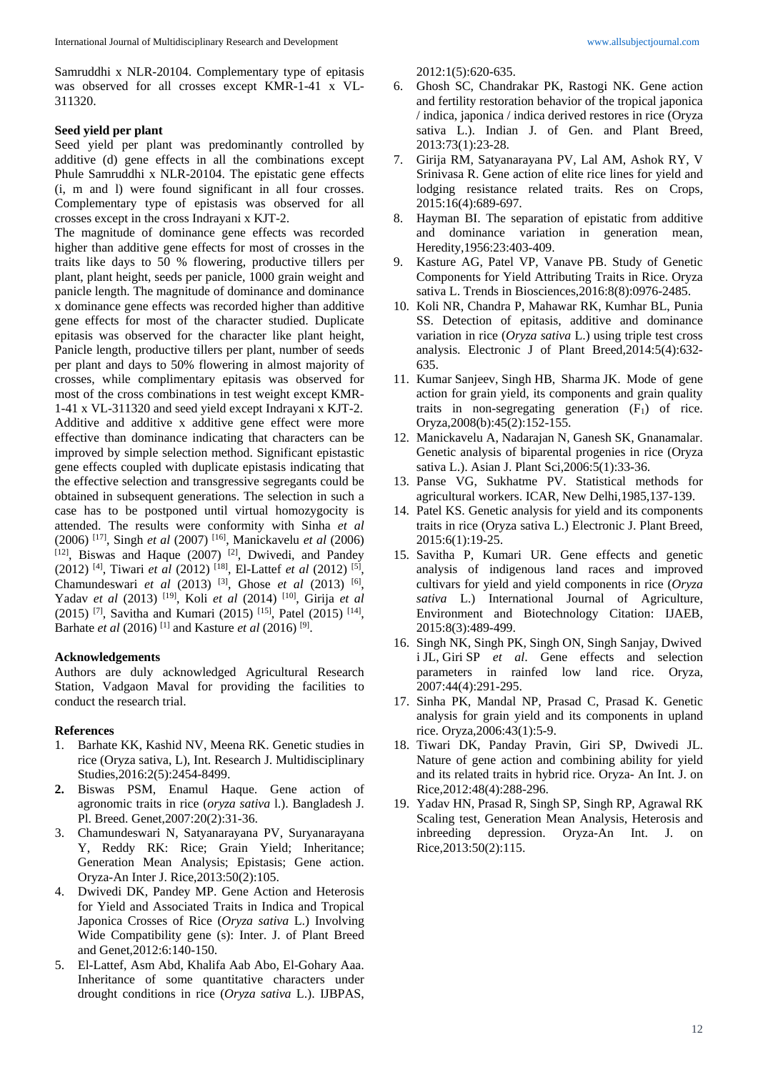Samruddhi x NLR-20104. Complementary type of epitasis was observed for all crosses except KMR-1-41 x VL-311320.

### Seed yield per plant

Seed yield per plant was predominantly controlled by additive (d) gene effects in all the combinations except Phule Samruddhi x NLR-20104. The epistatic gene effects (i, m and l) were found significant in all four crosses. Complementary type of epistasis was observed for all crosses except in the cross Indrayani x KJT-2.

The magnitude of dominance gene effects was recorded higher than additive gene effects for most of crosses in the traits like days to 50 % flowering, productive tillers per plant, plant height, seeds per panicle, 1000 grain weight and panicle length. The magnitude of dominance and dominance x dominance gene effects was recorded higher than additive gene effects for most of the character studied. Duplicate epitasis was observed for the character like plant height, Panicle length, productive tillers per plant, number of seeds per plant and days to 50% flowering in almost majority of crosses, while complimentary epitasis was observed for most of the cross combinations in test weight except KMR-1-41 x VL-311320 and seed yield except Indrayani x KJT-2. Additive and additive x additive gene effect were more effective than dominance indicating that characters can be improved by simple selection method. Significant epistastic gene effects coupled with duplicate epistasis indicating that the effective selection and transgressive segregants could be obtained in subsequent generations. The selection in such a case has to be postponed until virtual homozygocity is attended. The results were conformity with Sinha *et al* (2006) [17], Singh *et al* (2007) [16], Manickavelu *et al* (2006) [12], Biswas and Haque (2007) [2], Dwivedi, and Pandey (2012) [4], Tiwari *et al* (2012) [18], El-Lattef *et al* (2012) [5], Chamundeswari *et al* (2013) [3], Ghose *et al* (2013) [6], Yadav *et al* (2013) [19], Koli *et al* (2014) [10], Girija *et al* (2015) [7], Savitha and Kumari (2015) [15], Patel (2015) [14], Barhate *et al* (2016) [1] and Kasture *et al* (2016) [9].

### Acknowledgements

Authors are duly acknowledged Agricultural Research Station, Vadgaon Maval for providing the facilities to conduct the research trial.

### References

1. Barhate KK, Kashid NV, Meena RK. Genetic studies in rice (Oryza sativa, L), Int. Research J. Multidisciplinary Studies,2016:2(5):2454-8499.
2. Biswas PSM, Enamul Haque. Gene action of agronomic traits in rice (*oryza sativa* l.). Bangladesh J. Pl. Breed. Genet,2007:20(2):31-36.
3. Chamundeswari N, Satyanarayana PV, Suryanarayana Y, Reddy RK: Rice; Grain Yield; Inheritance; Generation Mean Analysis; Epistasis; Gene action. Oryza-An Inter J. Rice,2013:50(2):105.
4. Dwivedi DK, Pandey MP. Gene Action and Heterosis for Yield and Associated Traits in Indica and Tropical Japonica Crosses of Rice (*Oryza sativa* L.) Involving Wide Compatibility gene (s): Inter. J. of Plant Breed and Genet,2012:6:140-150.
5. El-Lattef, Asm Abd, Khalifa Aab Abo, El-Gohary Aaa. Inheritance of some quantitative characters under drought conditions in rice (*Oryza sativa* L.). IJBPAS, 2012:1(5):620-635.
6. Ghosh SC, Chandrakar PK, Rastogi NK. Gene action and fertility restoration behavior of the tropical japonica / indica, japonica / indica derived restores in rice (Oryza sativa L.). Indian J. of Gen. and Plant Breed, 2013:73(1):23-28.
7. Girija RM, Satyanarayana PV, Lal AM, Ashok RY, V Srinivasa R. Gene action of elite rice lines for yield and lodging resistance related traits. Res on Crops, 2015:16(4):689-697.
8. Hayman BI. The separation of epistatic from additive and dominance variation in generation mean, Heredity,1956:23:403-409.
9. Kasture AG, Patel VP, Vanave PB. Study of Genetic Components for Yield Attributing Traits in Rice. Oryza sativa L. Trends in Biosciences,2016:8(8):0976-2485.
10. Koli NR, Chandra P, Mahawar RK, Kumhar BL, Punia SS. Detection of epitasis, additive and dominance variation in rice (*Oryza sativa* L.) using triple test cross analysis. Electronic J of Plant Breed,2014:5(4):632-635.
11. Kumar Sanjeev, Singh HB, Sharma JK. Mode of gene action for grain yield, its components and grain quality traits in non-segregating generation ($F_1$) of rice. Oryza,2008(b):45(2):152-155.
12. Manickavelu A, Nadarajan N, Ganesh SK, Gnanamalar. Genetic analysis of biparental progenies in rice (Oryza sativa L.). Asian J. Plant Sci,2006:5(1):33-36.
13. Panse VG, Sukhatme PV. Statistical methods for agricultural workers. ICAR, New Delhi,1985,137-139.
14. Patel KS. Genetic analysis for yield and its components traits in rice (Oryza sativa L.) Electronic J. Plant Breed, 2015:6(1):19-25.
15. Savitha P, Kumari UR. Gene effects and genetic analysis of indigenous land races and improved cultivars for yield and yield components in rice (*Oryza sativa* L.) International Journal of Agriculture, Environment and Biotechnology Citation: IJAEB, 2015:8(3):489-499.
16. Singh NK, Singh PK, Singh ON, Singh Sanjay, Dwived i JL, Giri SP *et al*. Gene effects and selection parameters in rainfed low land rice. Oryza, 2007:44(4):291-295.
17. Sinha PK, Mandal NP, Prasad C, Prasad K. Genetic analysis for grain yield and its components in upland rice. Oryza,2006:43(1):5-9.
18. Tiwari DK, Panday Pravin, Giri SP, Dwivedi JL. Nature of gene action and combining ability for yield and its related traits in hybrid rice. Oryza- An Int. J. on Rice,2012:48(4):288-296.
19. Yadav HN, Prasad R, Singh SP, Singh RP, Agrawal RK Scaling test, Generation Mean Analysis, Heterosis and inbreeding depression. Oryza-An Int. J. on Rice,2013:50(2):115.